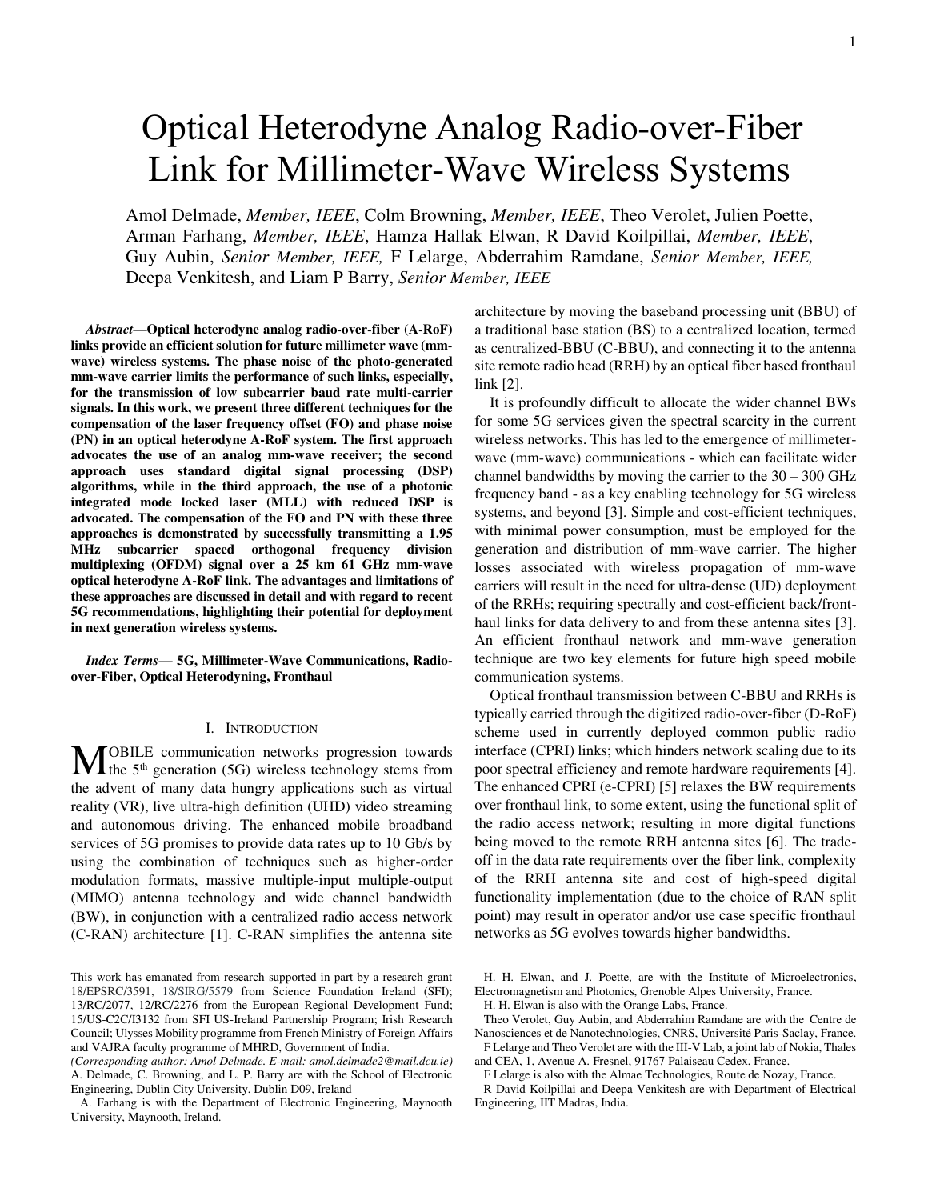# Optical Heterodyne Analog Radio-over-Fiber Link for Millimeter-Wave Wireless Systems

Amol Delmade, *Member, IEEE*, Colm Browning, *Member, IEEE*, Theo Verolet, Julien Poette, Arman Farhang, *Member, IEEE*, Hamza Hallak Elwan, R David Koilpillai, *Member, IEEE*, Guy Aubin, *Senior Member, IEEE,* F Lelarge, Abderrahim Ramdane, *Senior Member, IEEE,* Deepa Venkitesh, and Liam P Barry, *Senior Member, IEEE*

***Abstract*—Optical heterodyne analog radio-over-fiber (A-RoF) links provide an efficient solution for future millimeter wave (mm-wave) wireless systems. The phase noise of the photo-generated mm-wave carrier limits the performance of such links, especially, for the transmission of low subcarrier baud rate multi-carrier signals. In this work, we present three different techniques for the compensation of the laser frequency offset (FO) and phase noise (PN) in an optical heterodyne A-RoF system. The first approach advocates the use of an analog mm-wave receiver; the second approach uses standard digital signal processing (DSP) algorithms, while in the third approach, the use of a photonic integrated mode locked laser (MLL) with reduced DSP is advocated. The compensation of the FO and PN with these three approaches is demonstrated by successfully transmitting a 1.95 MHz subcarrier spaced orthogonal frequency division multiplexing (OFDM) signal over a 25 km 61 GHz mm-wave optical heterodyne A-RoF link. The advantages and limitations of these approaches are discussed in detail and with regard to recent 5G recommendations, highlighting their potential for deployment in next generation wireless systems.**

***Index Terms*— 5G, Millimeter-Wave Communications, Radio-over-Fiber, Optical Heterodyning, Fronthaul**

## I. Introduction

MOBILE communication networks progression towards the 5th generation (5G) wireless technology stems from the advent of many data hungry applications such as virtual reality (VR), live ultra-high definition (UHD) video streaming and autonomous driving. The enhanced mobile broadband services of 5G promises to provide data rates up to 10 Gb/s by using the combination of techniques such as higher-order modulation formats, massive multiple-input multiple-output (MIMO) antenna technology and wide channel bandwidth (BW), in conjunction with a centralized radio access network (C-RAN) architecture [1]. C-RAN simplifies the antenna site architecture by moving the baseband processing unit (BBU) of a traditional base station (BS) to a centralized location, termed as centralized-BBU (C-BBU), and connecting it to the antenna site remote radio head (RRH) by an optical fiber based fronthaul link [2].

It is profoundly difficult to allocate the wider channel BWs for some 5G services given the spectral scarcity in the current wireless networks. This has led to the emergence of millimeter-wave (mm-wave) communications - which can facilitate wider channel bandwidths by moving the carrier to the 30 – 300 GHz frequency band - as a key enabling technology for 5G wireless systems, and beyond [3]. Simple and cost-efficient techniques, with minimal power consumption, must be employed for the generation and distribution of mm-wave carrier. The higher losses associated with wireless propagation of mm-wave carriers will result in the need for ultra-dense (UD) deployment of the RRHs; requiring spectrally and cost-efficient back/front-haul links for data delivery to and from these antenna sites [3]. An efficient fronthaul network and mm-wave generation technique are two key elements for future high speed mobile communication systems.

Optical fronthaul transmission between C-BBU and RRHs is typically carried through the digitized radio-over-fiber (D-RoF) scheme used in currently deployed common public radio interface (CPRI) links; which hinders network scaling due to its poor spectral efficiency and remote hardware requirements [4]. The enhanced CPRI (e-CPRI) [5] relaxes the BW requirements over fronthaul link, to some extent, using the functional split of the radio access network; resulting in more digital functions being moved to the remote RRH antenna sites [6]. The trade-off in the data rate requirements over the fiber link, complexity of the RRH antenna site and cost of high-speed digital functionality implementation (due to the choice of RAN split point) may result in operator and/or use case specific fronthaul networks as 5G evolves towards higher bandwidths.

This work has emanated from research supported in part by a research grant 18/EPSRC/3591, 18/SIRG/5579 from Science Foundation Ireland (SFI); 13/RC/2077, 12/RC/2276 from the European Regional Development Fund; 15/US-C2C/I3132 from SFI US-Ireland Partnership Program; Irish Research Council; Ulysses Mobility programme from French Ministry of Foreign Affairs and VAJRA faculty programme of MHRD, Government of India.

*(Corresponding author: Amol Delmade. E-mail: amol.delmade2@mail.dcu.ie)*

A. Delmade, C. Browning, and L. P. Barry, are with the School of Electronic Engineering, Dublin City University, Dublin D09, Ireland

A. Farhang is with the Department of Electronic Engineering, Maynooth University, Maynooth, Ireland.

H. H. Elwan, and J. Poette, are with the Institute of Microelectronics, Electromagnetism and Photonics, Grenoble Alpes University, France.

H. H. Elwan is also with the Orange Labs, France.

Theo Verolet, Guy Aubin, and Abderrahim Ramdane are with the Centre de Nanosciences et de Nanotechnologies, CNRS, Université Paris-Saclay, France.

F Lelarge and Theo Verolet are with the III-V Lab, a joint lab of Nokia, Thales and CEA, 1, Avenue A. Fresnel, 91767 Palaiseau Cedex, France.

F Lelarge is also with the Almae Technologies, Route de Nozay, France.

R David Koilpillai and Deepa Venkitesh are with Department of Electrical Engineering, IIT Madras, India.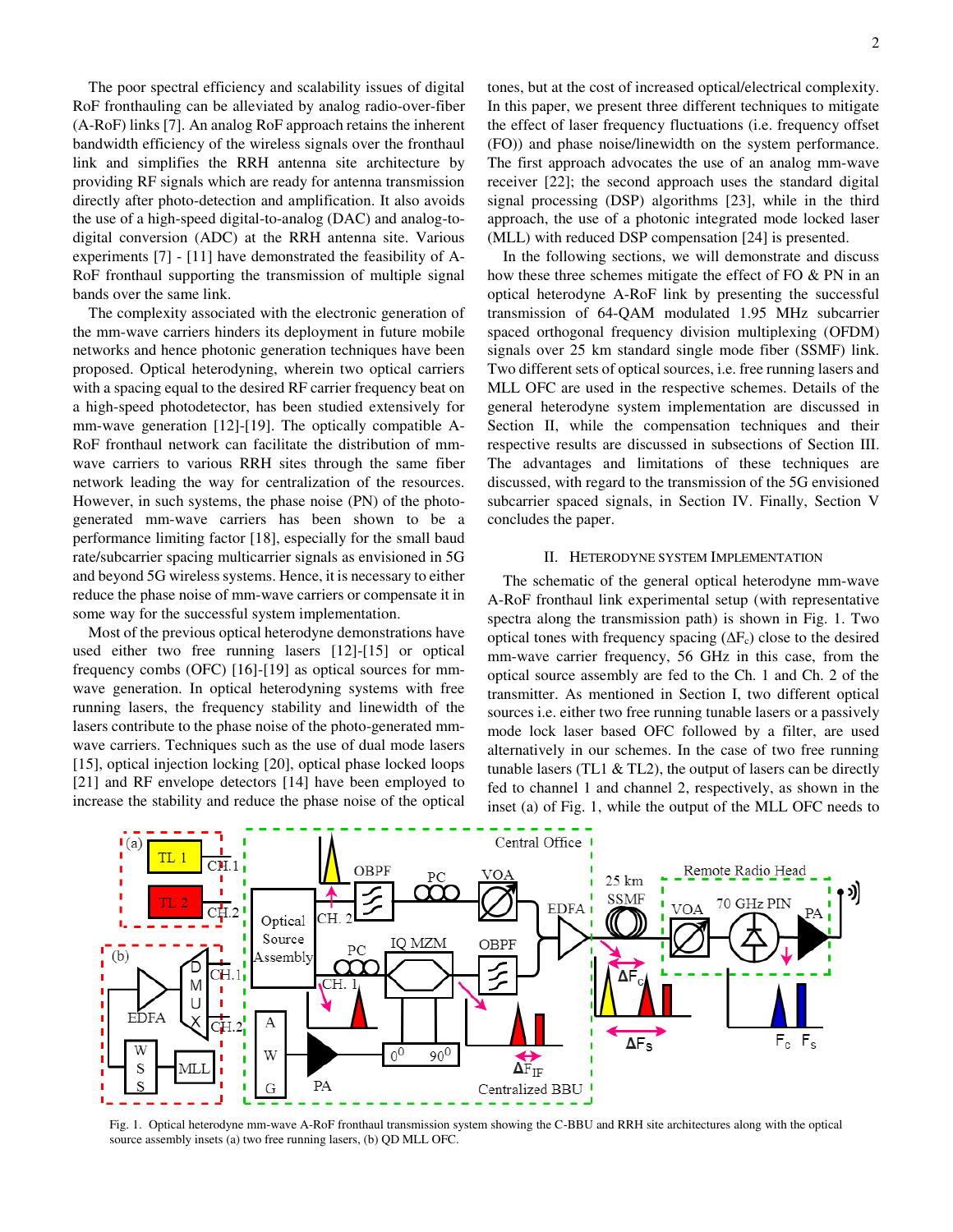The poor spectral efficiency and scalability issues of digital RoF fronthauling can be alleviated by analog radio-over-fiber (A-RoF) links [7]. An analog RoF approach retains the inherent bandwidth efficiency of the wireless signals over the fronthaul link and simplifies the RRH antenna site architecture by providing RF signals which are ready for antenna transmission directly after photo-detection and amplification. It also avoids the use of a high-speed digital-to-analog (DAC) and analog-to-digital conversion (ADC) at the RRH antenna site. Various experiments [7] - [11] have demonstrated the feasibility of A-RoF fronthaul supporting the transmission of multiple signal bands over the same link.

The complexity associated with the electronic generation of the mm-wave carriers hinders its deployment in future mobile networks and hence photonic generation techniques have been proposed. Optical heterodyning, wherein two optical carriers with a spacing equal to the desired RF carrier frequency beat on a high-speed photodetector, has been studied extensively for mm-wave generation [12]-[19]. The optically compatible A-RoF fronthaul network can facilitate the distribution of mm-wave carriers to various RRH sites through the same fiber network leading the way for centralization of the resources. However, in such systems, the phase noise (PN) of the photo-generated mm-wave carriers has been shown to be a performance limiting factor [18], especially for the small baud rate/subcarrier spacing multicarrier signals as envisioned in 5G and beyond 5G wireless systems. Hence, it is necessary to either reduce the phase noise of mm-wave carriers or compensate it in some way for the successful system implementation.

Most of the previous optical heterodyne demonstrations have used either two free running lasers [12]-[15] or optical frequency combs (OFC) [16]-[19] as optical sources for mm-wave generation. In optical heterodyning systems with free running lasers, the frequency stability and linewidth of the lasers contribute to the phase noise of the photo-generated mm-wave carriers. Techniques such as the use of dual mode lasers [15], optical injection locking [20], optical phase locked loops [21] and RF envelope detectors [14] have been employed to increase the stability and reduce the phase noise of the optical tones, but at the cost of increased optical/electrical complexity. In this paper, we present three different techniques to mitigate the effect of laser frequency fluctuations (i.e. frequency offset (FO)) and phase noise/linewidth on the system performance. The first approach advocates the use of an analog mm-wave receiver [22]; the second approach uses the standard digital signal processing (DSP) algorithms [23], while in the third approach, the use of a photonic integrated mode locked laser (MLL) with reduced DSP compensation [24] is presented.

In the following sections, we will demonstrate and discuss how these three schemes mitigate the effect of FO & PN in an optical heterodyne A-RoF link by presenting the successful transmission of 64-QAM modulated 1.95 MHz subcarrier spaced orthogonal frequency division multiplexing (OFDM) signals over 25 km standard single mode fiber (SSMF) link. Two different sets of optical sources, i.e. free running lasers and MLL OFC are used in the respective schemes. Details of the general heterodyne system implementation are discussed in Section II, while the compensation techniques and their respective results are discussed in subsections of Section III. The advantages and limitations of these techniques are discussed, with regard to the transmission of the 5G envisioned subcarrier spaced signals, in Section IV. Finally, Section V concludes the paper.

## II. Heterodyne System Implementation

The schematic of the general optical heterodyne mm-wave A-RoF fronthaul link experimental setup (with representative spectra along the transmission path) is shown in Fig. 1. Two optical tones with frequency spacing ($\Delta F_c$) close to the desired mm-wave carrier frequency, 56 GHz in this case, from the optical source assembly are fed to the Ch. 1 and Ch. 2 of the transmitter. As mentioned in Section I, two different optical sources i.e. either two free running tunable lasers or a passively mode lock laser based OFC followed by a filter, are used alternatively in our schemes. In the case of two free running tunable lasers (TL1 & TL2), the output of lasers can be directly fed to channel 1 and channel 2, respectively, as shown in the inset (a) of Fig. 1, while the output of the MLL OFC needs to

Fig. 1. Optical heterodyne mm-wave A-RoF fronthaul transmission system showing the C-BBU and RRH site architectures along with the optical source assembly insets (a) two free running lasers, (b) QD MLL OFC.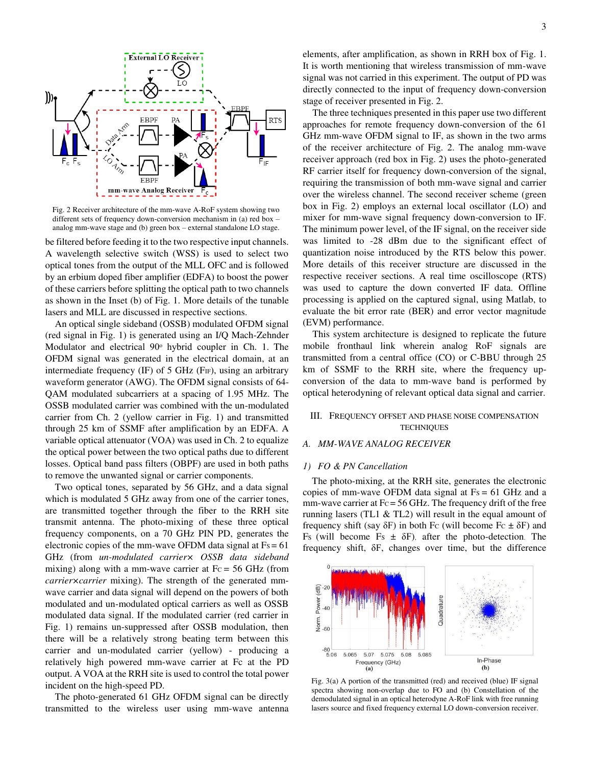Fig. 2 Receiver architecture of the mm-wave A-RoF system showing two different sets of frequency down-conversion mechanism in (a) red box – analog mm-wave stage and (b) green box – external standalone LO stage.

be filtered before feeding it to the two respective input channels. A wavelength selective switch (WSS) is used to select two optical tones from the output of the MLL OFC and is followed by an erbium doped fiber amplifier (EDFA) to boost the power of these carriers before splitting the optical path to two channels as shown in the Inset (b) of Fig. 1. More details of the tunable lasers and MLL are discussed in respective sections.

An optical single sideband (OSSB) modulated OFDM signal (red signal in Fig. 1) is generated using an I/Q Mach-Zehnder Modulator and electrical 90° hybrid coupler in Ch. 1. The OFDM signal was generated in the electrical domain, at an intermediate frequency (IF) of 5 GHz ($F_{IF}$), using an arbitrary waveform generator (AWG). The OFDM signal consists of 64-QAM modulated subcarriers at a spacing of 1.95 MHz. The OSSB modulated carrier was combined with the un-modulated carrier from Ch. 2 (yellow carrier in Fig. 1) and transmitted through 25 km of SSMF after amplification by an EDFA. A variable optical attenuator (VOA) was used in Ch. 2 to equalize the optical power between the two optical paths due to different losses. Optical band pass filters (OBPF) are used in both paths to remove the unwanted signal or carrier components.

Two optical tones, separated by 56 GHz, and a data signal which is modulated 5 GHz away from one of the carrier tones, are transmitted together through the fiber to the RRH site transmit antenna. The photo-mixing of these three optical frequency components, on a 70 GHz PIN PD, generates the electronic copies of the mm-wave OFDM data signal at $F_S = 61$ GHz (from *un-modulated carrier× OSSB data sideband* mixing) along with a mm-wave carrier at $F_C = 56$ GHz (from *carrier×carrier* mixing). The strength of the generated mm-wave carrier and data signal will depend on the powers of both modulated and un-modulated optical carriers as well as OSSB modulated data signal. If the modulated carrier (red carrier in Fig. 1) remains un-suppressed after OSSB modulation, then there will be a relatively strong beating term between this carrier and un-modulated carrier (yellow) - producing a relatively high powered mm-wave carrier at Fc at the PD output. A VOA at the RRH site is used to control the total power incident on the high-speed PD.

The photo-generated 61 GHz OFDM signal can be directly transmitted to the wireless user using mm-wave antenna elements, after amplification, as shown in RRH box of Fig. 1. It is worth mentioning that wireless transmission of mm-wave signal was not carried in this experiment. The output of PD was directly connected to the input of frequency down-conversion stage of receiver presented in Fig. 2.

The three techniques presented in this paper use two different approaches for remote frequency down-conversion of the 61 GHz mm-wave OFDM signal to IF, as shown in the two arms of the receiver architecture of Fig. 2. The analog mm-wave receiver approach (red box in Fig. 2) uses the photo-generated RF carrier itself for frequency down-conversion of the signal, requiring the transmission of both mm-wave signal and carrier over the wireless channel. The second receiver scheme (green box in Fig. 2) employs an external local oscillator (LO) and mixer for mm-wave signal frequency down-conversion to IF. The minimum power level, of the IF signal, on the receiver side was limited to -28 dBm due to the significant effect of quantization noise introduced by the RTS below this power. More details of this receiver structure are discussed in the respective receiver sections. A real time oscilloscope (RTS) was used to capture the down converted IF data. Offline processing is applied on the captured signal, using Matlab, to evaluate the bit error rate (BER) and error vector magnitude (EVM) performance.

This system architecture is designed to replicate the future mobile fronthaul link wherein analog RoF signals are transmitted from a central office (CO) or C-BBU through 25 km of SSMF to the RRH site, where the frequency up-conversion of the data to mm-wave band is performed by optical heterodyning of relevant optical data signal and carrier.

## III. Frequency Offset and Phase Noise Compensation Techniques

### A. MM-Wave Analog Receiver

#### 1) FO & PN Cancellation

The photo-mixing, at the RRH site, generates the electronic copies of mm-wave OFDM data signal at $F_S = 61$ GHz and a mm-wave carrier at $F_C = 56$ GHz. The frequency drift of the free running lasers (TL1 & TL2) will result in the equal amount of frequency shift (say δF) in both $F_C$ (will become $F_C \pm \delta F$) and $F_S$ (will become $F_S \pm \delta F$), after the photo-detection. The frequency shift, δF, changes over time, but the difference

Fig. 3(a) A portion of the transmitted (red) and received (blue) IF signal spectra showing non-overlap due to FO and (b) Constellation of the demodulated signal in an optical heterodyne A-RoF link with free running lasers source and fixed frequency external LO down-conversion receiver.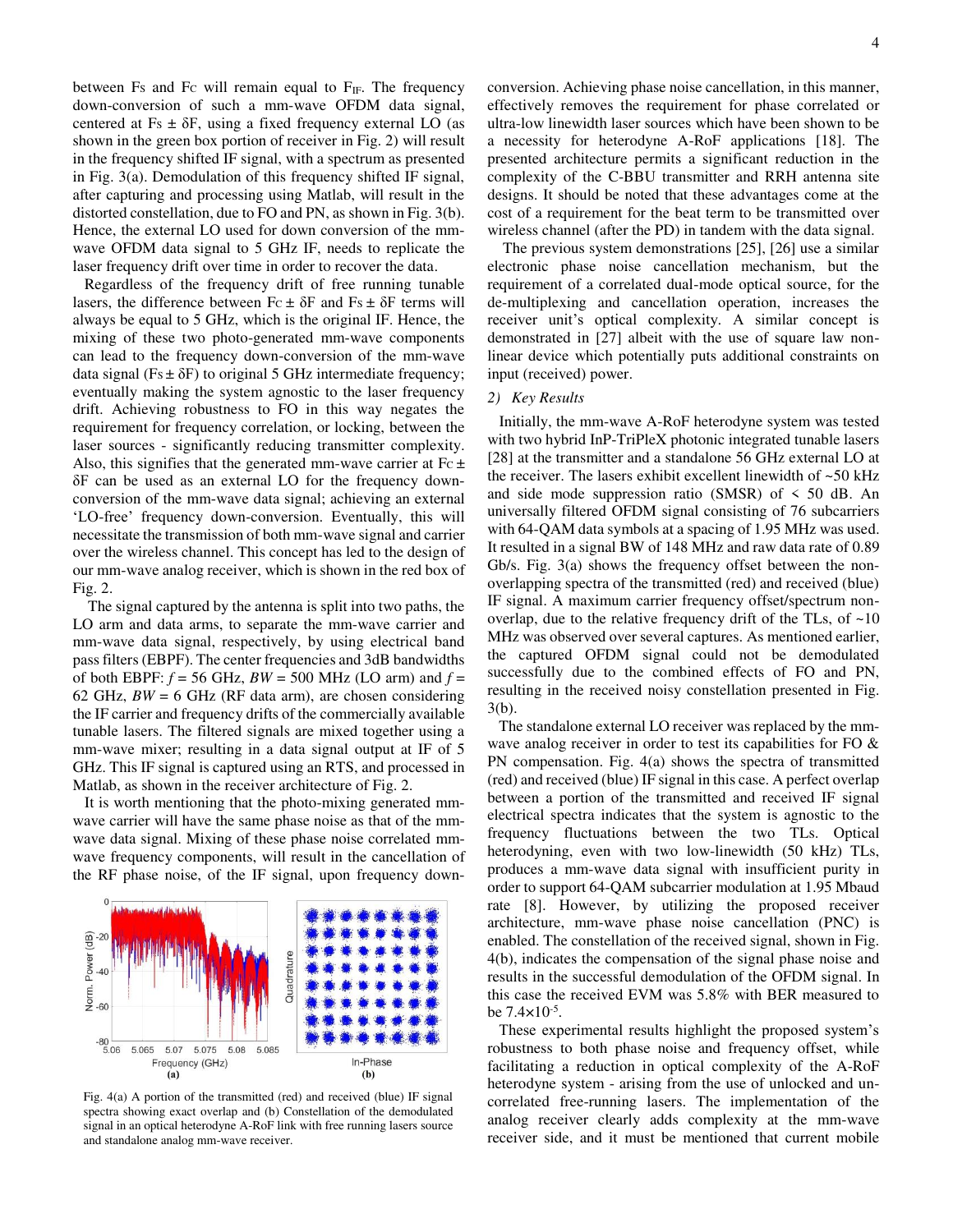between Fs and Fc will remain equal to $F_{IF}$. The frequency down-conversion of such a mm-wave OFDM data signal, centered at Fs ± δF, using a fixed frequency external LO (as shown in the green box portion of receiver in Fig. 2) will result in the frequency shifted IF signal, with a spectrum as presented in Fig. 3(a). Demodulation of this frequency shifted IF signal, after capturing and processing using Matlab, will result in the distorted constellation, due to FO and PN, as shown in Fig. 3(b). Hence, the external LO used for down conversion of the mm-wave OFDM data signal to 5 GHz IF, needs to replicate the laser frequency drift over time in order to recover the data.

Regardless of the frequency drift of free running tunable lasers, the difference between Fc ± δF and Fs ± δF terms will always be equal to 5 GHz, which is the original IF. Hence, the mixing of these two photo-generated mm-wave components can lead to the frequency down-conversion of the mm-wave data signal (Fs ± δF) to original 5 GHz intermediate frequency; eventually making the system agnostic to the laser frequency drift. Achieving robustness to FO in this way negates the requirement for frequency correlation, or locking, between the laser sources - significantly reducing transmitter complexity. Also, this signifies that the generated mm-wave carrier at Fc ± δF can be used as an external LO for the frequency down-conversion of the mm-wave data signal; achieving an external 'LO-free' frequency down-conversion. Eventually, this will necessitate the transmission of both mm-wave signal and carrier over the wireless channel. This concept has led to the design of our mm-wave analog receiver, which is shown in the red box of Fig. 2.

The signal captured by the antenna is split into two paths, the LO arm and data arms, to separate the mm-wave carrier and mm-wave data signal, respectively, by using electrical band pass filters (EBPF). The center frequencies and 3dB bandwidths of both EBPF: $f$ = 56 GHz, $BW$ = 500 MHz (LO arm) and $f$ = 62 GHz, $BW$ = 6 GHz (RF data arm), are chosen considering the IF carrier and frequency drifts of the commercially available tunable lasers. The filtered signals are mixed together using a mm-wave mixer; resulting in a data signal output at IF of 5 GHz. This IF signal is captured using an RTS, and processed in Matlab, as shown in the receiver architecture of Fig. 2.

It is worth mentioning that the photo-mixing generated mm-wave carrier will have the same phase noise as that of the mm-wave data signal. Mixing of these phase noise correlated mm-wave frequency components, will result in the cancellation of the RF phase noise, of the IF signal, upon frequency down-conversion. Achieving phase noise cancellation, in this manner, effectively removes the requirement for phase correlated or ultra-low linewidth laser sources which have been shown to be a necessity for heterodyne A-RoF applications [18]. The presented architecture permits a significant reduction in the complexity of the C-BBU transmitter and RRH antenna site designs. It should be noted that these advantages come at the cost of a requirement for the beat term to be transmitted over wireless channel (after the PD) in tandem with the data signal.

The previous system demonstrations [25], [26] use a similar electronic phase noise cancellation mechanism, but the requirement of a correlated dual-mode optical source, for the de-multiplexing and cancellation operation, increases the receiver unit's optical complexity. A similar concept is demonstrated in [27] albeit with the use of square law non-linear device which potentially puts additional constraints on input (received) power.

*2) Key Results*

Initially, the mm-wave A-RoF heterodyne system was tested with two hybrid InP-TriPleX photonic integrated tunable lasers [28] at the transmitter and a standalone 56 GHz external LO at the receiver. The lasers exhibit excellent linewidth of ~50 kHz and side mode suppression ratio (SMSR) of < 50 dB. An universally filtered OFDM signal consisting of 76 subcarriers with 64-QAM data symbols at a spacing of 1.95 MHz was used. It resulted in a signal BW of 148 MHz and raw data rate of 0.89 Gb/s. Fig. 3(a) shows the frequency offset between the non-overlapping spectra of the transmitted (red) and received (blue) IF signal. A maximum carrier frequency offset/spectrum non-overlap, due to the relative frequency drift of the TLs, of ~10 MHz was observed over several captures. As mentioned earlier, the captured OFDM signal could not be demodulated successfully due to the combined effects of FO and PN, resulting in the received noisy constellation presented in Fig. 3(b).

The standalone external LO receiver was replaced by the mm-wave analog receiver in order to test its capabilities for FO & PN compensation. Fig. 4(a) shows the spectra of transmitted (red) and received (blue) IF signal in this case. A perfect overlap between a portion of the transmitted and received IF signal electrical spectra indicates that the system is agnostic to the frequency fluctuations between the two TLs. Optical heterodyning, even with two low-linewidth (50 kHz) TLs, produces a mm-wave data signal with insufficient purity in order to support 64-QAM subcarrier modulation at 1.95 Mbaud rate [8]. However, by utilizing the proposed receiver architecture, mm-wave phase noise cancellation (PNC) is enabled. The constellation of the received signal, shown in Fig. 4(b), indicates the compensation of the signal phase noise and results in the successful demodulation of the OFDM signal. In this case the received EVM was 5.8% with BER measured to be $7.4 \times 10^{-5}$.

These experimental results highlight the proposed system's robustness to both phase noise and frequency offset, while facilitating a reduction in optical complexity of the A-RoF heterodyne system - arising from the use of unlocked and un-correlated free-running lasers. The implementation of the analog receiver clearly adds complexity at the mm-wave receiver side, and it must be mentioned that current mobile

Fig. 4(a) A portion of the transmitted (red) and received (blue) IF signal spectra showing exact overlap and (b) Constellation of the demodulated signal in an optical heterodyne A-RoF link with free running lasers source and standalone analog mm-wave receiver.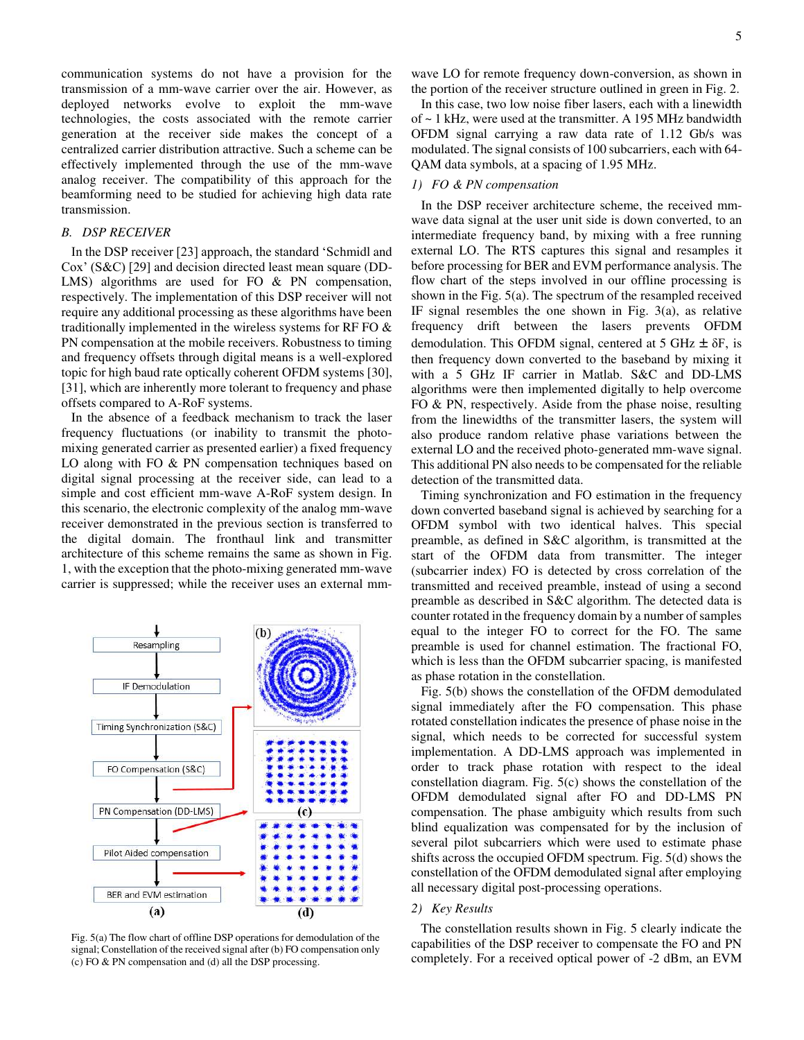communication systems do not have a provision for the transmission of a mm-wave carrier over the air. However, as deployed networks evolve to exploit the mm-wave technologies, the costs associated with the remote carrier generation at the receiver side makes the concept of a centralized carrier distribution attractive. Such a scheme can be effectively implemented through the use of the mm-wave analog receiver. The compatibility of this approach for the beamforming need to be studied for achieving high data rate transmission.

## B. DSP RECEIVER

In the DSP receiver [23] approach, the standard 'Schmidl and Cox' (S&C) [29] and decision directed least mean square (DD-LMS) algorithms are used for FO & PN compensation, respectively. The implementation of this DSP receiver will not require any additional processing as these algorithms have been traditionally implemented in the wireless systems for RF FO & PN compensation at the mobile receivers. Robustness to timing and frequency offsets through digital means is a well-explored topic for high baud rate optically coherent OFDM systems [30], [31], which are inherently more tolerant to frequency and phase offsets compared to A-RoF systems.

In the absence of a feedback mechanism to track the laser frequency fluctuations (or inability to transmit the photo-mixing generated carrier as presented earlier) a fixed frequency LO along with FO & PN compensation techniques based on digital signal processing at the receiver side, can lead to a simple and cost efficient mm-wave A-RoF system design. In this scenario, the electronic complexity of the analog mm-wave receiver demonstrated in the previous section is transferred to the digital domain. The fronthaul link and transmitter architecture of this scheme remains the same as shown in Fig. 1, with the exception that the photo-mixing generated mm-wave carrier is suppressed; while the receiver uses an external mm-wave LO for remote frequency down-conversion, as shown in the portion of the receiver structure outlined in green in Fig. 2.

In this case, two low noise fiber lasers, each with a linewidth of ~ 1 kHz, were used at the transmitter. A 195 MHz bandwidth OFDM signal carrying a raw data rate of 1.12 Gb/s was modulated. The signal consists of 100 subcarriers, each with 64-QAM data symbols, at a spacing of 1.95 MHz.

Fig. 5(a) The flow chart of offline DSP operations for demodulation of the signal; Constellation of the received signal after (b) FO compensation only (c) FO & PN compensation and (d) all the DSP processing.

### 1) FO & PN compensation

In the DSP receiver architecture scheme, the received mm-wave data signal at the user unit side is down converted, to an intermediate frequency band, by mixing with a free running external LO. The RTS captures this signal and resamples it before processing for BER and EVM performance analysis. The flow chart of the steps involved in our offline processing is shown in the Fig. 5(a). The spectrum of the resampled received IF signal resembles the one shown in Fig. 3(a), as relative frequency drift between the lasers prevents OFDM demodulation. This OFDM signal, centered at 5 GHz $\pm$ $\delta$F, is then frequency down converted to the baseband by mixing it with a 5 GHz IF carrier in Matlab. S&C and DD-LMS algorithms were then implemented digitally to help overcome FO & PN, respectively. Aside from the phase noise, resulting from the linewidths of the transmitter lasers, the system will also produce random relative phase variations between the external LO and the received photo-generated mm-wave signal. This additional PN also needs to be compensated for the reliable detection of the transmitted data.

Timing synchronization and FO estimation in the frequency down converted baseband signal is achieved by searching for a OFDM symbol with two identical halves. This special preamble, as defined in S&C algorithm, is transmitted at the start of the OFDM data from transmitter. The integer (subcarrier index) FO is detected by cross correlation of the transmitted and received preamble, instead of using a second preamble as described in S&C algorithm. The detected data is counter rotated in the frequency domain by a number of samples equal to the integer FO to correct for the FO. The same preamble is used for channel estimation. The fractional FO, which is less than the OFDM subcarrier spacing, is manifested as phase rotation in the constellation.

Fig. 5(b) shows the constellation of the OFDM demodulated signal immediately after the FO compensation. This phase rotated constellation indicates the presence of phase noise in the signal, which needs to be corrected for successful system implementation. A DD-LMS approach was implemented in order to track phase rotation with respect to the ideal constellation diagram. Fig. 5(c) shows the constellation of the OFDM demodulated signal after FO and DD-LMS PN compensation. The phase ambiguity which results from such blind equalization was compensated for by the inclusion of several pilot subcarriers which were used to estimate phase shifts across the occupied OFDM spectrum. Fig. 5(d) shows the constellation of the OFDM demodulated signal after employing all necessary digital post-processing operations.

### 2) Key Results

The constellation results shown in Fig. 5 clearly indicate the capabilities of the DSP receiver to compensate the FO and PN completely. For a received optical power of -2 dBm, an EVM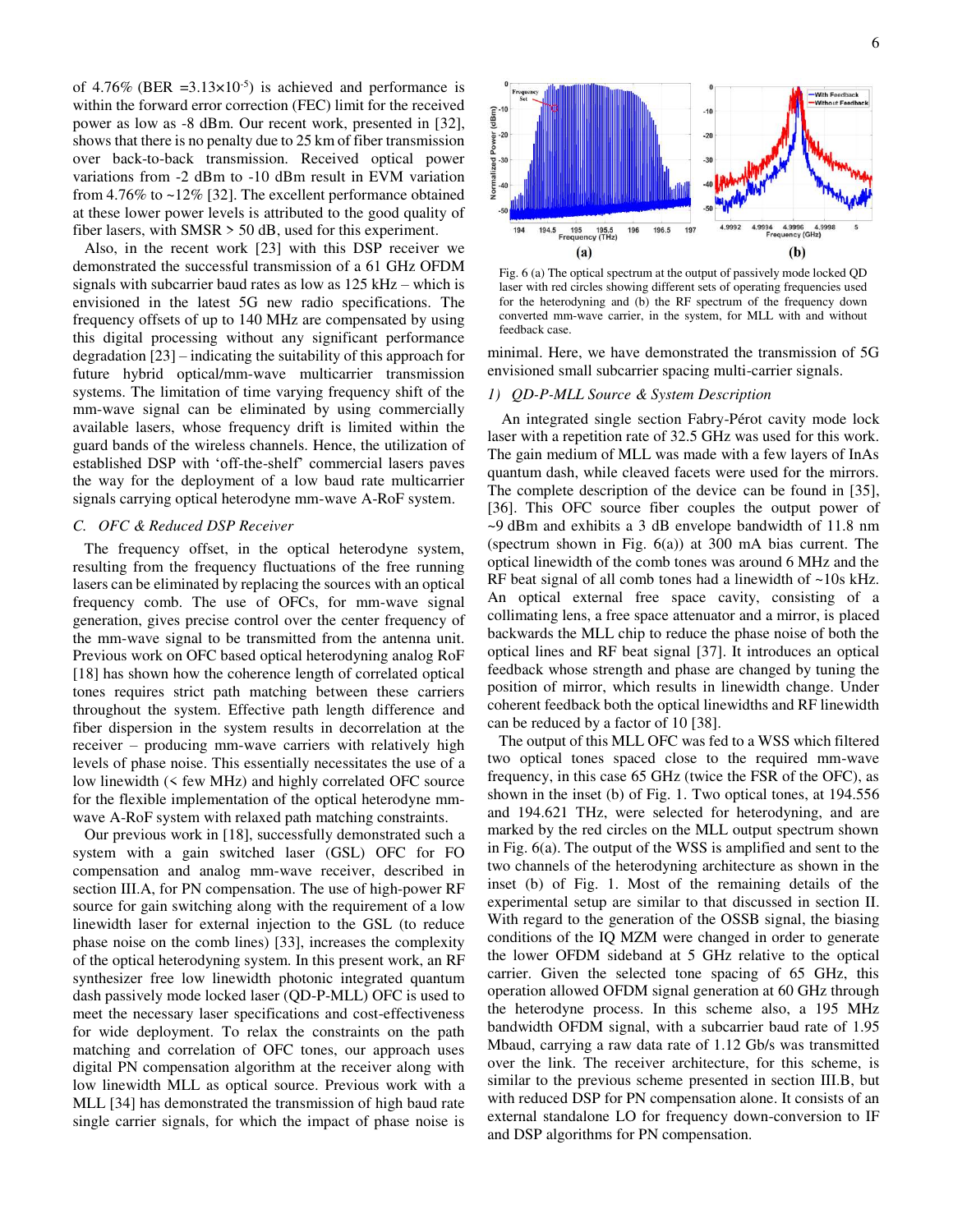of 4.76% (BER =3.13×10$^{-5}$) is achieved and performance is within the forward error correction (FEC) limit for the received power as low as -8 dBm. Our recent work, presented in [32], shows that there is no penalty due to 25 km of fiber transmission over back-to-back transmission. Received optical power variations from -2 dBm to -10 dBm result in EVM variation from 4.76% to ~12% [32]. The excellent performance obtained at these lower power levels is attributed to the good quality of fiber lasers, with SMSR > 50 dB, used for this experiment.

Also, in the recent work [23] with this DSP receiver we demonstrated the successful transmission of a 61 GHz OFDM signals with subcarrier baud rates as low as 125 kHz – which is envisioned in the latest 5G new radio specifications. The frequency offsets of up to 140 MHz are compensated by using this digital processing without any significant performance degradation [23] – indicating the suitability of this approach for future hybrid optical/mm-wave multicarrier transmission systems. The limitation of time varying frequency shift of the mm-wave signal can be eliminated by using commercially available lasers, whose frequency drift is limited within the guard bands of the wireless channels. Hence, the utilization of established DSP with 'off-the-shelf' commercial lasers paves the way for the deployment of a low baud rate multicarrier signals carrying optical heterodyne mm-wave A-RoF system.

### C. OFC & Reduced DSP Receiver

The frequency offset, in the optical heterodyne system, resulting from the frequency fluctuations of the free running lasers can be eliminated by replacing the sources with an optical frequency comb. The use of OFCs, for mm-wave signal generation, gives precise control over the center frequency of the mm-wave signal to be transmitted from the antenna unit. Previous work on OFC based optical heterodyning analog RoF [18] has shown how the coherence length of correlated optical tones requires strict path matching between these carriers throughout the system. Effective path length difference and fiber dispersion in the system results in decorrelation at the receiver – producing mm-wave carriers with relatively high levels of phase noise. This essentially necessitates the use of a low linewidth (< few MHz) and highly correlated OFC source for the flexible implementation of the optical heterodyne mm-wave A-RoF system with relaxed path matching constraints.

Our previous work in [18], successfully demonstrated such a system with a gain switched laser (GSL) OFC for FO compensation and analog mm-wave receiver, described in section III.A, for PN compensation. The use of high-power RF source for gain switching along with the requirement of a low linewidth laser for external injection to the GSL (to reduce phase noise on the comb lines) [33], increases the complexity of the optical heterodyning system. In this present work, an RF synthesizer free low linewidth photonic integrated quantum dash passively mode locked laser (QD-P-MLL) OFC is used to meet the necessary laser specifications and cost-effectiveness for wide deployment. To relax the constraints on the path matching and correlation of OFC tones, our approach uses digital PN compensation algorithm at the receiver along with low linewidth MLL as optical source. Previous work with a MLL [34] has demonstrated the transmission of high baud rate single carrier signals, for which the impact of phase noise is

Normalized Power (dBm)
Frequency Set
Frequency (THz)
194 194.5 195 195.5 196 196.5 197
(a)

With Feedback
Without Feedback
Frequency (GHz)
4.9992 4.9994 4.9996 4.9998 5
(b)

Fig. 6 (a) The optical spectrum at the output of passively mode locked QD laser with red circles showing different sets of operating frequencies used for the heterodyning and (b) the RF spectrum of the frequency down converted mm-wave carrier, in the system, for MLL with and without feedback case.

minimal. Here, we have demonstrated the transmission of 5G envisioned small subcarrier spacing multi-carrier signals.

#### 1) QD-P-MLL Source & System Description

An integrated single section Fabry-Pérot cavity mode lock laser with a repetition rate of 32.5 GHz was used for this work. The gain medium of MLL was made with a few layers of InAs quantum dash, while cleaved facets were used for the mirrors. The complete description of the device can be found in [35], [36]. This OFC source fiber couples the output power of ~9 dBm and exhibits a 3 dB envelope bandwidth of 11.8 nm (spectrum shown in Fig. 6(a)) at 300 mA bias current. The optical linewidth of the comb tones was around 6 MHz and the RF beat signal of all comb tones had a linewidth of ~10s kHz. An optical external free space cavity, consisting of a collimating lens, a free space attenuator and a mirror, is placed backwards the MLL chip to reduce the phase noise of both the optical lines and RF beat signal [37]. It introduces an optical feedback whose strength and phase are changed by tuning the position of mirror, which results in linewidth change. Under coherent feedback both the optical linewidths and RF linewidth can be reduced by a factor of 10 [38].

The output of this MLL OFC was fed to a WSS which filtered two optical tones spaced close to the required mm-wave frequency, in this case 65 GHz (twice the FSR of the OFC), as shown in the inset (b) of Fig. 1. Two optical tones, at 194.556 and 194.621 THz, were selected for heterodyning, and are marked by the red circles on the MLL output spectrum shown in Fig. 6(a). The output of the WSS is amplified and sent to the two channels of the heterodyning architecture as shown in the inset (b) of Fig. 1. Most of the remaining details of the experimental setup are similar to that discussed in section II. With regard to the generation of the OSSB signal, the biasing conditions of the IQ MZM were changed in order to generate the lower OFDM sideband at 5 GHz relative to the optical carrier. Given the selected tone spacing of 65 GHz, this operation allowed OFDM signal generation at 60 GHz through the heterodyne process. In this scheme also, a 195 MHz bandwidth OFDM signal, with a subcarrier baud rate of 1.95 Mbaud, carrying a raw data rate of 1.12 Gb/s was transmitted over the link. The receiver architecture, for this scheme, is similar to the previous scheme presented in section III.B, but with reduced DSP for PN compensation alone. It consists of an external standalone LO for frequency down-conversion to IF and DSP algorithms for PN compensation.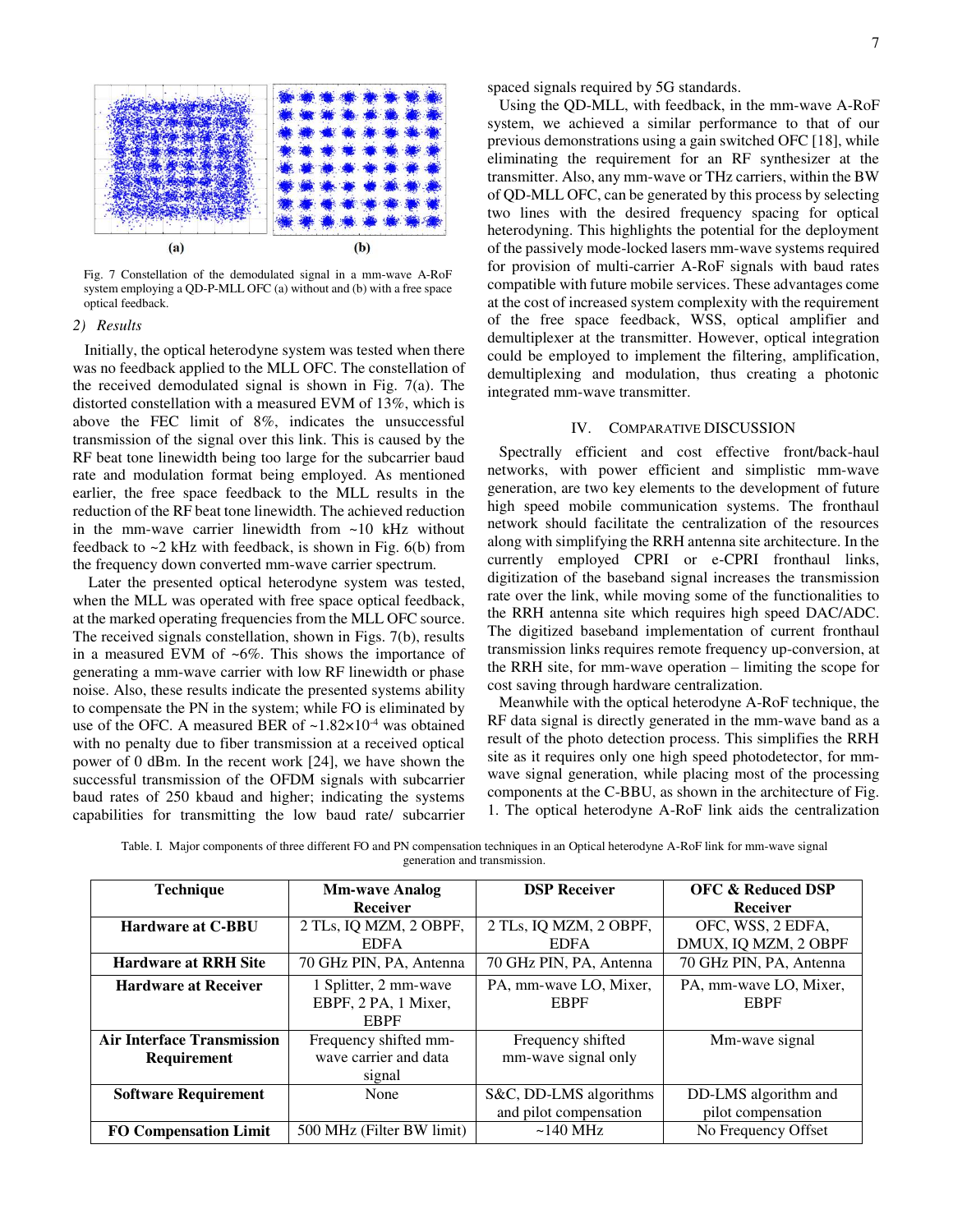(a) (b)

Fig. 7 Constellation of the demodulated signal in a mm-wave A-RoF system employing a QD-P-MLL OFC (a) without and (b) with a free space optical feedback.

### 2) Results

Initially, the optical heterodyne system was tested when there was no feedback applied to the MLL OFC. The constellation of the received demodulated signal is shown in Fig. 7(a). The distorted constellation with a measured EVM of 13%, which is above the FEC limit of 8%, indicates the unsuccessful transmission of the signal over this link. This is caused by the RF beat tone linewidth being too large for the subcarrier baud rate and modulation format being employed. As mentioned earlier, the free space feedback to the MLL results in the reduction of the RF beat tone linewidth. The achieved reduction in the mm-wave carrier linewidth from ~10 kHz without feedback to ~2 kHz with feedback, is shown in Fig. 6(b) from the frequency down converted mm-wave carrier spectrum.

Later the presented optical heterodyne system was tested, when the MLL was operated with free space optical feedback, at the marked operating frequencies from the MLL OFC source. The received signals constellation, shown in Figs. 7(b), results in a measured EVM of ~6%. This shows the importance of generating a mm-wave carrier with low RF linewidth or phase noise. Also, these results indicate the presented systems ability to compensate the PN in the system; while FO is eliminated by use of the OFC. A measured BER of ~$1.82\times10^{-4}$ was obtained with no penalty due to fiber transmission at a received optical power of 0 dBm. In the recent work [24], we have shown the successful transmission of the OFDM signals with subcarrier baud rates of 250 kbaud and higher; indicating the systems capabilities for transmitting the low baud rate/ subcarrier spaced signals required by 5G standards.

Using the QD-MLL, with feedback, in the mm-wave A-RoF system, we achieved a similar performance to that of our previous demonstrations using a gain switched OFC [18], while eliminating the requirement for an RF synthesizer at the transmitter. Also, any mm-wave or THz carriers, within the BW of QD-MLL OFC, can be generated by this process by selecting two lines with the desired frequency spacing for optical heterodyning. This highlights the potential for the deployment of the passively mode-locked lasers mm-wave systems required for provision of multi-carrier A-RoF signals with baud rates compatible with future mobile services. These advantages come at the cost of increased system complexity with the requirement of the free space feedback, WSS, optical amplifier and demultiplexer at the transmitter. However, optical integration could be employed to implement the filtering, amplification, demultiplexing and modulation, thus creating a photonic integrated mm-wave transmitter.

## IV. Comparative Discussion

Spectrally efficient and cost effective front/back-haul networks, with power efficient and simplistic mm-wave generation, are two key elements to the development of future high speed mobile communication systems. The fronthaul network should facilitate the centralization of the resources along with simplifying the RRH antenna site architecture. In the currently employed CPRI or e-CPRI fronthaul links, digitization of the baseband signal increases the transmission rate over the link, while moving some of the functionalities to the RRH antenna site which requires high speed DAC/ADC. The digitized baseband implementation of current fronthaul transmission links requires remote frequency up-conversion, at the RRH site, for mm-wave operation – limiting the scope for cost saving through hardware centralization.

Meanwhile with the optical heterodyne A-RoF technique, the RF data signal is directly generated in the mm-wave band as a result of the photo detection process. This simplifies the RRH site as it requires only one high speed photodetector, for mm-wave signal generation, while placing most of the processing components at the C-BBU, as shown in the architecture of Fig. 1. The optical heterodyne A-RoF link aids the centralization

Table. I. Major components of three different FO and PN compensation techniques in an Optical heterodyne A-RoF link for mm-wave signal generation and transmission.

| Technique | Mm-wave Analog Receiver | DSP Receiver | OFC & Reduced DSP Receiver |
|---|---|---|---|
| **Hardware at C-BBU** | 2 TLs, IQ MZM, 2 OBPF, EDFA | 2 TLs, IQ MZM, 2 OBPF, EDFA | OFC, WSS, 2 EDFA, DMUX, IQ MZM, 2 OBPF |
| **Hardware at RRH Site** | 70 GHz PIN, PA, Antenna | 70 GHz PIN, PA, Antenna | 70 GHz PIN, PA, Antenna |
| **Hardware at Receiver** | 1 Splitter, 2 mm-wave EBPF, 2 PA, 1 Mixer, EBPF | PA, mm-wave LO, Mixer, EBPF | PA, mm-wave LO, Mixer, EBPF |
| **Air Interface Transmission Requirement** | Frequency shifted mm-wave carrier and data signal | Frequency shifted mm-wave signal only | Mm-wave signal |
| **Software Requirement** | None | S&C, DD-LMS algorithms and pilot compensation | DD-LMS algorithm and pilot compensation |
| **FO Compensation Limit** | 500 MHz (Filter BW limit) | ~140 MHz | No Frequency Offset |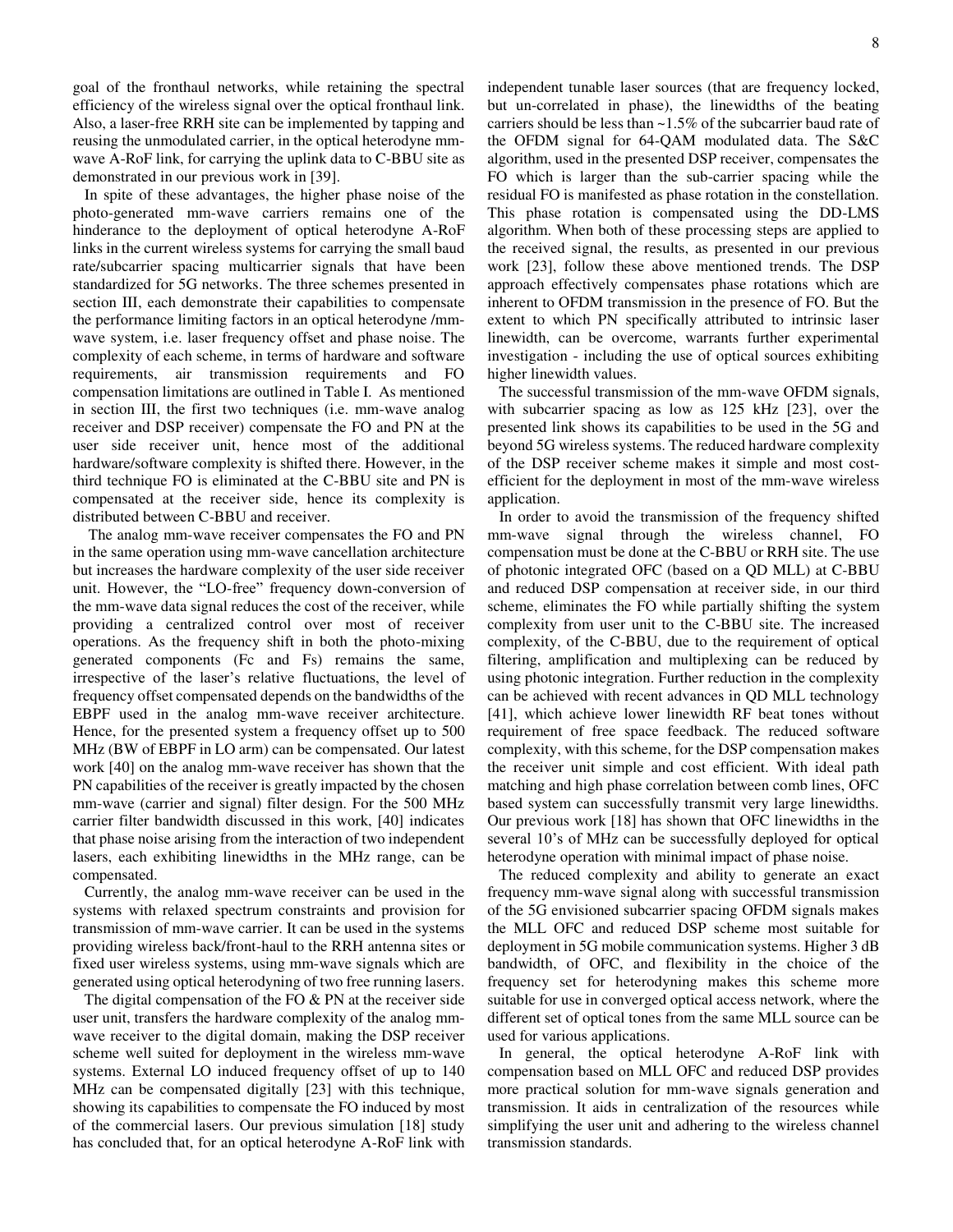goal of the fronthaul networks, while retaining the spectral efficiency of the wireless signal over the optical fronthaul link. Also, a laser-free RRH site can be implemented by tapping and reusing the unmodulated carrier, in the optical heterodyne mm-wave A-RoF link, for carrying the uplink data to C-BBU site as demonstrated in our previous work in [39].

In spite of these advantages, the higher phase noise of the photo-generated mm-wave carriers remains one of the hinderance to the deployment of optical heterodyne A-RoF links in the current wireless systems for carrying the small baud rate/subcarrier spacing multicarrier signals that have been standardized for 5G networks. The three schemes presented in section III, each demonstrate their capabilities to compensate the performance limiting factors in an optical heterodyne /mm-wave system, i.e. laser frequency offset and phase noise. The complexity of each scheme, in terms of hardware and software requirements, air transmission requirements and FO compensation limitations are outlined in Table I. As mentioned in section III, the first two techniques (i.e. mm-wave analog receiver and DSP receiver) compensate the FO and PN at the user side receiver unit, hence most of the additional hardware/software complexity is shifted there. However, in the third technique FO is eliminated at the C-BBU site and PN is compensated at the receiver side, hence its complexity is distributed between C-BBU and receiver.

The analog mm-wave receiver compensates the FO and PN in the same operation using mm-wave cancellation architecture but increases the hardware complexity of the user side receiver unit. However, the "LO-free" frequency down-conversion of the mm-wave data signal reduces the cost of the receiver, while providing a centralized control over most of receiver operations. As the frequency shift in both the photo-mixing generated components (Fc and Fs) remains the same, irrespective of the laser's relative fluctuations, the level of frequency offset compensated depends on the bandwidths of the EBPF used in the analog mm-wave receiver architecture. Hence, for the presented system a frequency offset up to 500 MHz (BW of EBPF in LO arm) can be compensated. Our latest work [40] on the analog mm-wave receiver has shown that the PN capabilities of the receiver is greatly impacted by the chosen mm-wave (carrier and signal) filter design. For the 500 MHz carrier filter bandwidth discussed in this work, [40] indicates that phase noise arising from the interaction of two independent lasers, each exhibiting linewidths in the MHz range, can be compensated.

Currently, the analog mm-wave receiver can be used in the systems with relaxed spectrum constraints and provision for transmission of mm-wave carrier. It can be used in the systems providing wireless back/front-haul to the RRH antenna sites or fixed user wireless systems, using mm-wave signals which are generated using optical heterodyning of two free running lasers.

The digital compensation of the FO & PN at the receiver side user unit, transfers the hardware complexity of the analog mm-wave receiver to the digital domain, making the DSP receiver scheme well suited for deployment in the wireless mm-wave systems. External LO induced frequency offset of up to 140 MHz can be compensated digitally [23] with this technique, showing its capabilities to compensate the FO induced by most of the commercial lasers. Our previous simulation [18] study has concluded that, for an optical heterodyne A-RoF link with independent tunable laser sources (that are frequency locked, but un-correlated in phase), the linewidths of the beating carriers should be less than ~1.5% of the subcarrier baud rate of the OFDM signal for 64-QAM modulated data. The S&C algorithm, used in the presented DSP receiver, compensates the FO which is larger than the sub-carrier spacing while the residual FO is manifested as phase rotation in the constellation. This phase rotation is compensated using the DD-LMS algorithm. When both of these processing steps are applied to the received signal, the results, as presented in our previous work [23], follow these above mentioned trends. The DSP approach effectively compensates phase rotations which are inherent to OFDM transmission in the presence of FO. But the extent to which PN specifically attributed to intrinsic laser linewidth, can be overcome, warrants further experimental investigation - including the use of optical sources exhibiting higher linewidth values.

The successful transmission of the mm-wave OFDM signals, with subcarrier spacing as low as 125 kHz [23], over the presented link shows its capabilities to be used in the 5G and beyond 5G wireless systems. The reduced hardware complexity of the DSP receiver scheme makes it simple and most cost-efficient for the deployment in most of the mm-wave wireless application.

In order to avoid the transmission of the frequency shifted mm-wave signal through the wireless channel, FO compensation must be done at the C-BBU or RRH site. The use of photonic integrated OFC (based on a QD MLL) at C-BBU and reduced DSP compensation at receiver side, in our third scheme, eliminates the FO while partially shifting the system complexity from user unit to the C-BBU site. The increased complexity, of the C-BBU, due to the requirement of optical filtering, amplification and multiplexing can be reduced by using photonic integration. Further reduction in the complexity can be achieved with recent advances in QD MLL technology [41], which achieve lower linewidth RF beat tones without requirement of free space feedback. The reduced software complexity, with this scheme, for the DSP compensation makes the receiver unit simple and cost efficient. With ideal path matching and high phase correlation between comb lines, OFC based system can successfully transmit very large linewidths. Our previous work [18] has shown that OFC linewidths in the several 10's of MHz can be successfully deployed for optical heterodyne operation with minimal impact of phase noise.

The reduced complexity and ability to generate an exact frequency mm-wave signal along with successful transmission of the 5G envisioned subcarrier spacing OFDM signals makes the MLL OFC and reduced DSP scheme most suitable for deployment in 5G mobile communication systems. Higher 3 dB bandwidth, of OFC, and flexibility in the choice of the frequency set for heterodyning makes this scheme more suitable for use in converged optical access network, where the different set of optical tones from the same MLL source can be used for various applications.

In general, the optical heterodyne A-RoF link with compensation based on MLL OFC and reduced DSP provides more practical solution for mm-wave signals generation and transmission. It aids in centralization of the resources while simplifying the user unit and adhering to the wireless channel transmission standards.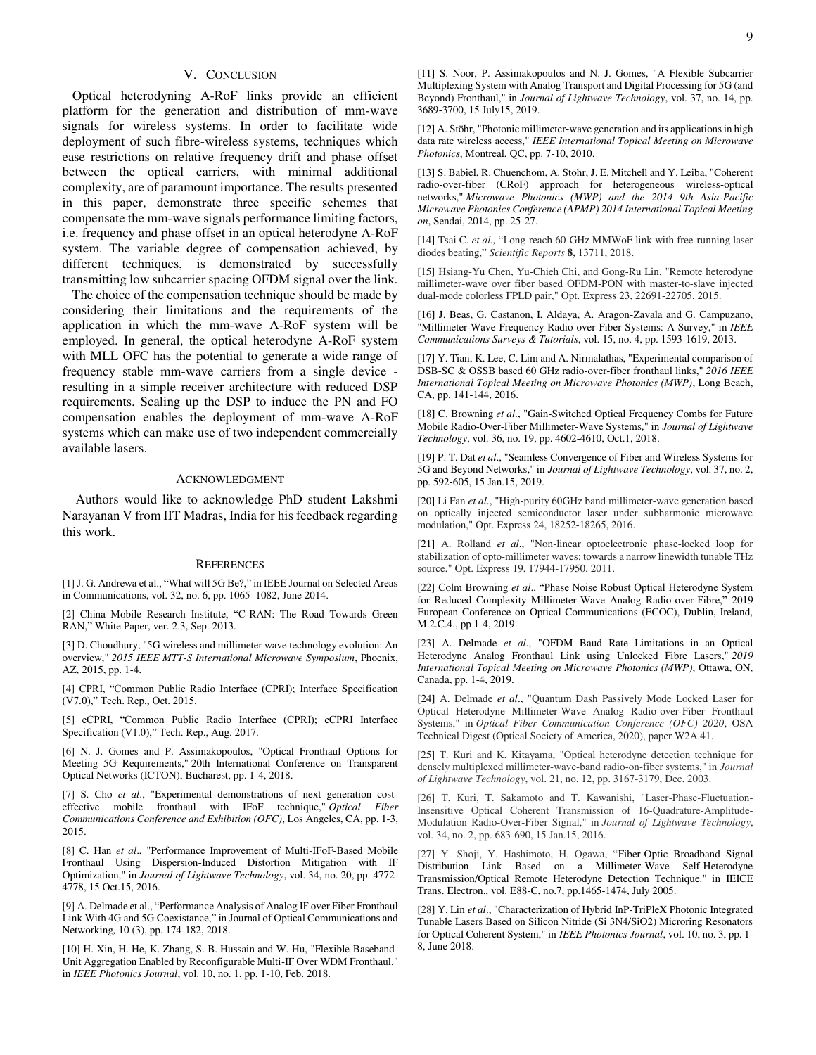## V. Conclusion

Optical heterodyning A-RoF links provide an efficient platform for the generation and distribution of mm-wave signals for wireless systems. In order to facilitate wide deployment of such fibre-wireless systems, techniques which ease restrictions on relative frequency drift and phase offset between the optical carriers, with minimal additional complexity, are of paramount importance. The results presented in this paper, demonstrate three specific schemes that compensate the mm-wave signals performance limiting factors, i.e. frequency and phase offset in an optical heterodyne A-RoF system. The variable degree of compensation achieved, by different techniques, is demonstrated by successfully transmitting low subcarrier spacing OFDM signal over the link.

The choice of the compensation technique should be made by considering their limitations and the requirements of the application in which the mm-wave A-RoF system will be employed. In general, the optical heterodyne A-RoF system with MLL OFC has the potential to generate a wide range of frequency stable mm-wave carriers from a single device - resulting in a simple receiver architecture with reduced DSP requirements. Scaling up the DSP to induce the PN and FO compensation enables the deployment of mm-wave A-RoF systems which can make use of two independent commercially available lasers.

## Acknowledgment

Authors would like to acknowledge PhD student Lakshmi Narayanan V from IIT Madras, India for his feedback regarding this work.

## References

[1] J. G. Andrewa et al., “What will 5G Be?,” in IEEE Journal on Selected Areas in Communications, vol. 32, no. 6, pp. 1065–1082, June 2014.

[2] China Mobile Research Institute, “C-RAN: The Road Towards Green RAN,” White Paper, ver. 2.3, Sep. 2013.

[3] D. Choudhury, "5G wireless and millimeter wave technology evolution: An overview," *2015 IEEE MTT-S International Microwave Symposium*, Phoenix, AZ, 2015, pp. 1-4.

[4] CPRI, “Common Public Radio Interface (CPRI); Interface Specification (V7.0),” Tech. Rep., Oct. 2015.

[5] eCPRI, “Common Public Radio Interface (CPRI); eCPRI Interface Specification (V1.0),” Tech. Rep., Aug. 2017.

[6] N. J. Gomes and P. Assimakopoulos, "Optical Fronthaul Options for Meeting 5G Requirements," 20th International Conference on Transparent Optical Networks (ICTON), Bucharest, pp. 1-4, 2018.

[7] S. Cho *et al*., "Experimental demonstrations of next generation cost-effective mobile fronthaul with IFoF technique," *Optical Fiber Communications Conference and Exhibition (OFC)*, Los Angeles, CA, pp. 1-3, 2015.

[8] C. Han *et al*., "Performance Improvement of Multi-IFoF-Based Mobile Fronthaul Using Dispersion-Induced Distortion Mitigation with IF Optimization," in *Journal of Lightwave Technology*, vol. 34, no. 20, pp. 4772-4778, 15 Oct.15, 2016.

[9] A. Delmade et al., “Performance Analysis of Analog IF over Fiber Fronthaul Link With 4G and 5G Coexistance,” in Journal of Optical Communications and Networking*,* 10 (3), pp. 174-182, 2018.

[10] H. Xin, H. He, K. Zhang, S. B. Hussain and W. Hu, "Flexible Baseband-Unit Aggregation Enabled by Reconfigurable Multi-IF Over WDM Fronthaul," in *IEEE Photonics Journal*, vol. 10, no. 1, pp. 1-10, Feb. 2018.

[11] S. Noor, P. Assimakopoulos and N. J. Gomes, "A Flexible Subcarrier Multiplexing System with Analog Transport and Digital Processing for 5G (and Beyond) Fronthaul," in *Journal of Lightwave Technology*, vol. 37, no. 14, pp. 3689-3700, 15 July15, 2019.

[12] A. Stöhr, "Photonic millimeter-wave generation and its applications in high data rate wireless access," *IEEE International Topical Meeting on Microwave Photonics*, Montreal, QC, pp. 7-10, 2010.

[13] S. Babiel, R. Chuenchom, A. Stöhr, J. E. Mitchell and Y. Leiba, "Coherent radio-over-fiber (CRoF) approach for heterogeneous wireless-optical networks," *Microwave Photonics (MWP) and the 2014 9th Asia-Pacific Microwave Photonics Conference (APMP) 2014 International Topical Meeting on*, Sendai, 2014, pp. 25-27.

[14] Tsai C. *et al.,* “Long-reach 60-GHz MMWoF link with free-running laser diodes beating,” *Scientific Reports* **8,** 13711, 2018.

[15] Hsiang-Yu Chen, Yu-Chieh Chi, and Gong-Ru Lin, "Remote heterodyne millimeter-wave over fiber based OFDM-PON with master-to-slave injected dual-mode colorless FPLD pair," Opt. Express 23, 22691-22705, 2015.

[16] J. Beas, G. Castanon, I. Aldaya, A. Aragon-Zavala and G. Campuzano, "Millimeter-Wave Frequency Radio over Fiber Systems: A Survey," in *IEEE Communications Surveys & Tutorials*, vol. 15, no. 4, pp. 1593-1619, 2013.

[17] Y. Tian, K. Lee, C. Lim and A. Nirmalathas, "Experimental comparison of DSB-SC & OSSB based 60 GHz radio-over-fiber fronthaul links," *2016 IEEE International Topical Meeting on Microwave Photonics (MWP)*, Long Beach, CA, pp. 141-144, 2016.

[18] C. Browning *et al*., "Gain-Switched Optical Frequency Combs for Future Mobile Radio-Over-Fiber Millimeter-Wave Systems," in *Journal of Lightwave Technology*, vol. 36, no. 19, pp. 4602-4610, Oct.1, 2018.

[19] P. T. Dat *et al*., "Seamless Convergence of Fiber and Wireless Systems for 5G and Beyond Networks," in *Journal of Lightwave Technology*, vol. 37, no. 2, pp. 592-605, 15 Jan.15, 2019.

[20] Li Fan *et al*., "High-purity 60GHz band millimeter-wave generation based on optically injected semiconductor laser under subharmonic microwave modulation," Opt. Express 24, 18252-18265, 2016.

[21] A. Rolland *et al*., "Non-linear optoelectronic phase-locked loop for stabilization of opto-millimeter waves: towards a narrow linewidth tunable THz source," Opt. Express 19, 17944-17950, 2011.

[22] Colm Browning *et al*., "Phase Noise Robust Optical Heterodyne System for Reduced Complexity Millimeter-Wave Analog Radio-over-Fibre," 2019 European Conference on Optical Communications (ECOC), Dublin, Ireland, M.2.C.4., pp 1-4, 2019.

[23] A. Delmade *et al*., "OFDM Baud Rate Limitations in an Optical Heterodyne Analog Fronthaul Link using Unlocked Fibre Lasers," *2019 International Topical Meeting on Microwave Photonics (MWP)*, Ottawa, ON, Canada, pp. 1-4, 2019.

[24] A. Delmade *et al*., "Quantum Dash Passively Mode Locked Laser for Optical Heterodyne Millimeter-Wave Analog Radio-over-Fiber Fronthaul Systems," in *Optical Fiber Communication Conference (OFC) 2020*, OSA Technical Digest (Optical Society of America, 2020), paper W2A.41.

[25] T. Kuri and K. Kitayama, "Optical heterodyne detection technique for densely multiplexed millimeter-wave-band radio-on-fiber systems," in *Journal of Lightwave Technology*, vol. 21, no. 12, pp. 3167-3179, Dec. 2003.

[26] T. Kuri, T. Sakamoto and T. Kawanishi, "Laser-Phase-Fluctuation-Insensitive Optical Coherent Transmission of 16-Quadrature-Amplitude-Modulation Radio-Over-Fiber Signal," in *Journal of Lightwave Technology*, vol. 34, no. 2, pp. 683-690, 15 Jan.15, 2016.

[27] Y. Shoji, Y. Hashimoto, H. Ogawa, “Fiber-Optic Broadband Signal Distribution Link Based on a Millimeter-Wave Self-Heterodyne Transmission/Optical Remote Heterodyne Detection Technique." in IEICE Trans. Electron., vol. E88-C, no.7, pp.1465-1474, July 2005.

[28] Y. Lin *et al*., "Characterization of Hybrid InP-TriPleX Photonic Integrated Tunable Lasers Based on Silicon Nitride ($Si_3N_4/SiO_2$) Microring Resonators for Optical Coherent System," in *IEEE Photonics Journal*, vol. 10, no. 3, pp. 1-8, June 2018.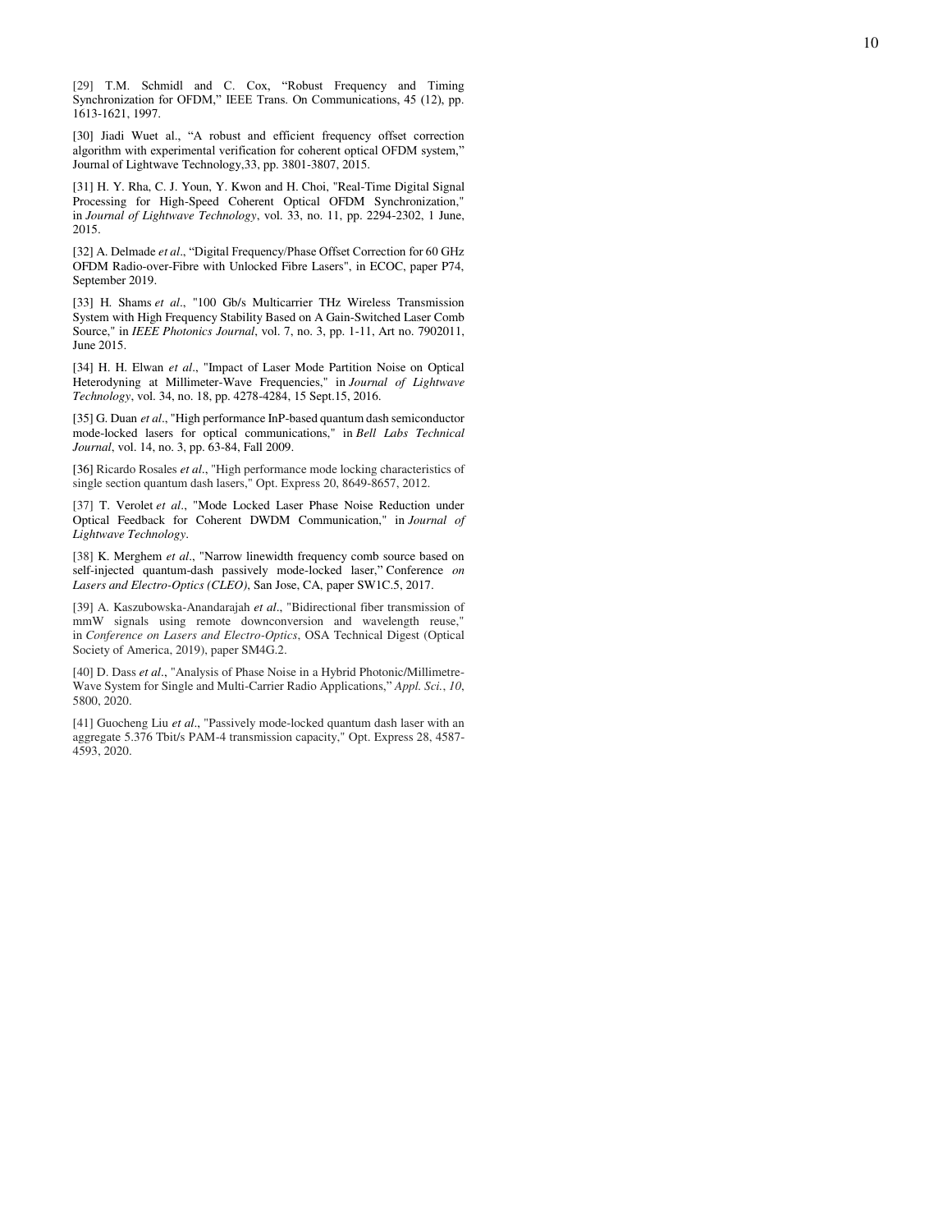[29] T.M. Schmidl and C. Cox, “Robust Frequency and Timing Synchronization for OFDM,” IEEE Trans. On Communications, 45 (12), pp. 1613-1621, 1997.

[30] Jiadi Wuet al., “A robust and efficient frequency offset correction algorithm with experimental verification for coherent optical OFDM system,” Journal of Lightwave Technology,33, pp. 3801-3807, 2015.

[31] H. Y. Rha, C. J. Youn, Y. Kwon and H. Choi, "Real-Time Digital Signal Processing for High-Speed Coherent Optical OFDM Synchronization," in *Journal of Lightwave Technology*, vol. 33, no. 11, pp. 2294-2302, 1 June, 2015.

[32] A. Delmade *et al*., “Digital Frequency/Phase Offset Correction for 60 GHz OFDM Radio-over-Fibre with Unlocked Fibre Lasers", in ECOC, paper P74, September 2019.

[33] H. Shams *et al*., "100 Gb/s Multicarrier THz Wireless Transmission System with High Frequency Stability Based on A Gain-Switched Laser Comb Source," in *IEEE Photonics Journal*, vol. 7, no. 3, pp. 1-11, Art no. 7902011, June 2015.

[34] H. H. Elwan *et al*., "Impact of Laser Mode Partition Noise on Optical Heterodyning at Millimeter-Wave Frequencies," in *Journal of Lightwave Technology*, vol. 34, no. 18, pp. 4278-4284, 15 Sept.15, 2016.

[35] G. Duan *et al*., "High performance InP-based quantum dash semiconductor mode-locked lasers for optical communications," in *Bell Labs Technical Journal*, vol. 14, no. 3, pp. 63-84, Fall 2009.

[36] Ricardo Rosales *et al*., "High performance mode locking characteristics of single section quantum dash lasers," Opt. Express 20, 8649-8657, 2012.

[37] T. Verolet *et al*., "Mode Locked Laser Phase Noise Reduction under Optical Feedback for Coherent DWDM Communication," in *Journal of Lightwave Technology*.

[38] K. Merghem *et al*., "Narrow linewidth frequency comb source based on self-injected quantum-dash passively mode-locked laser," Conference *on Lasers and Electro-Optics (CLEO)*, San Jose, CA, paper SW1C.5, 2017.

[39] A. Kaszubowska-Anandarajah *et al*., "Bidirectional fiber transmission of mmW signals using remote downconversion and wavelength reuse," in *Conference on Lasers and Electro-Optics*, OSA Technical Digest (Optical Society of America, 2019), paper SM4G.2.

[40] D. Dass *et al*., "Analysis of Phase Noise in a Hybrid Photonic/Millimetre-Wave System for Single and Multi-Carrier Radio Applications,” *Appl. Sci.*, *10*, 5800, 2020.

[41] Guocheng Liu *et al*., "Passively mode-locked quantum dash laser with an aggregate 5.376 Tbit/s PAM-4 transmission capacity," Opt. Express 28, 4587-4593, 2020.